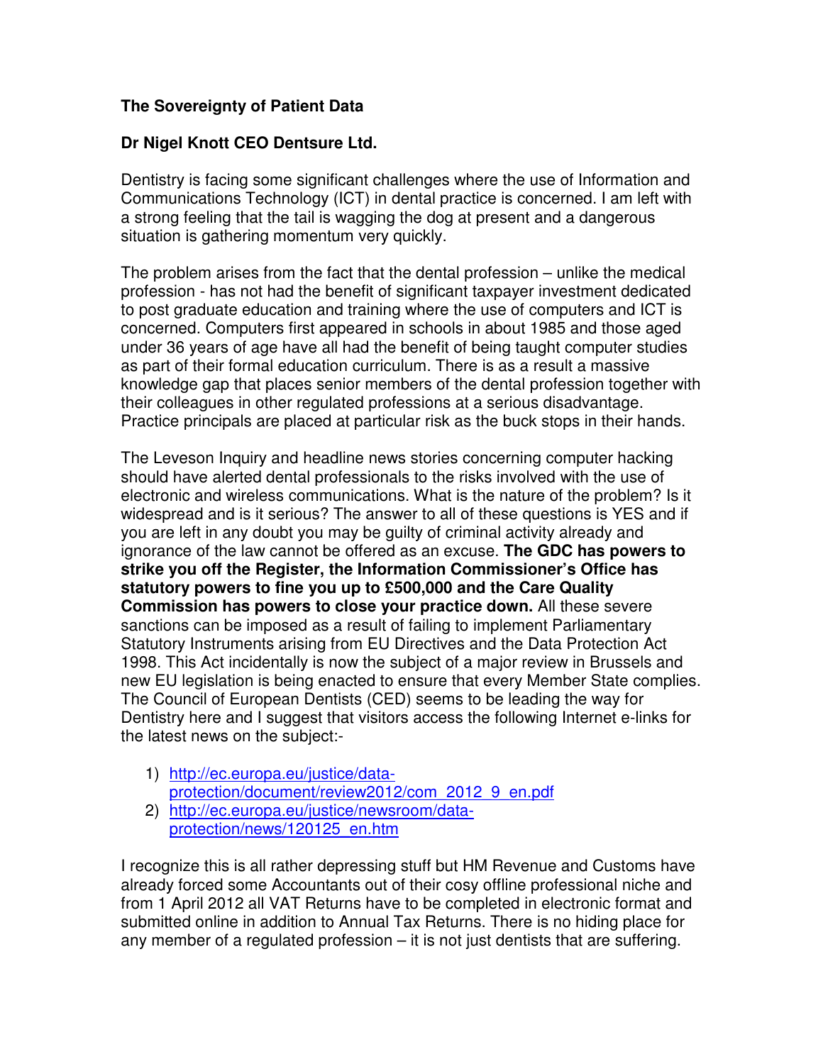**The Sovereignty of Patient Data**

**Dr Nigel Knott CEO Dentsure Ltd.**

Dentistry is facing some significant challenges where the use of Information and Communications Technology (ICT) in dental practice is concerned. I am left with a strong feeling that the tail is wagging the dog at present and a dangerous situation is gathering momentum very quickly.

The problem arises from the fact that the dental profession – unlike the medical profession - has not had the benefit of significant taxpayer investment dedicated to post graduate education and training where the use of computers and ICT is concerned. Computers first appeared in schools in about 1985 and those aged under 36 years of age have all had the benefit of being taught computer studies as part of their formal education curriculum. There is as a result a massive knowledge gap that places senior members of the dental profession together with their colleagues in other regulated professions at a serious disadvantage. Practice principals are placed at particular risk as the buck stops in their hands.

The Leveson Inquiry and headline news stories concerning computer hacking should have alerted dental professionals to the risks involved with the use of electronic and wireless communications. What is the nature of the problem? Is it widespread and is it serious? The answer to all of these questions is YES and if you are left in any doubt you may be guilty of criminal activity already and ignorance of the law cannot be offered as an excuse. **The GDC has powers to strike you off the Register, the Information Commissioner's Office has statutory powers to fine you up to £500,000 and the Care Quality Commission has powers to close your practice down.** All these severe sanctions can be imposed as a result of failing to implement Parliamentary Statutory Instruments arising from EU Directives and the Data Protection Act 1998. This Act incidentally is now the subject of a major review in Brussels and new EU legislation is being enacted to ensure that every Member State complies. The Council of European Dentists (CED) seems to be leading the way for Dentistry here and I suggest that visitors access the following Internet e-links for the latest news on the subject:-

1) http://ec.europa.eu/justice/data-protection/document/review2012/com_2012_9_en.pdf
2) http://ec.europa.eu/justice/newsroom/data-protection/news/120125_en.htm

I recognize this is all rather depressing stuff but HM Revenue and Customs have already forced some Accountants out of their cosy offline professional niche and from 1 April 2012 all VAT Returns have to be completed in electronic format and submitted online in addition to Annual Tax Returns. There is no hiding place for any member of a regulated profession – it is not just dentists that are suffering.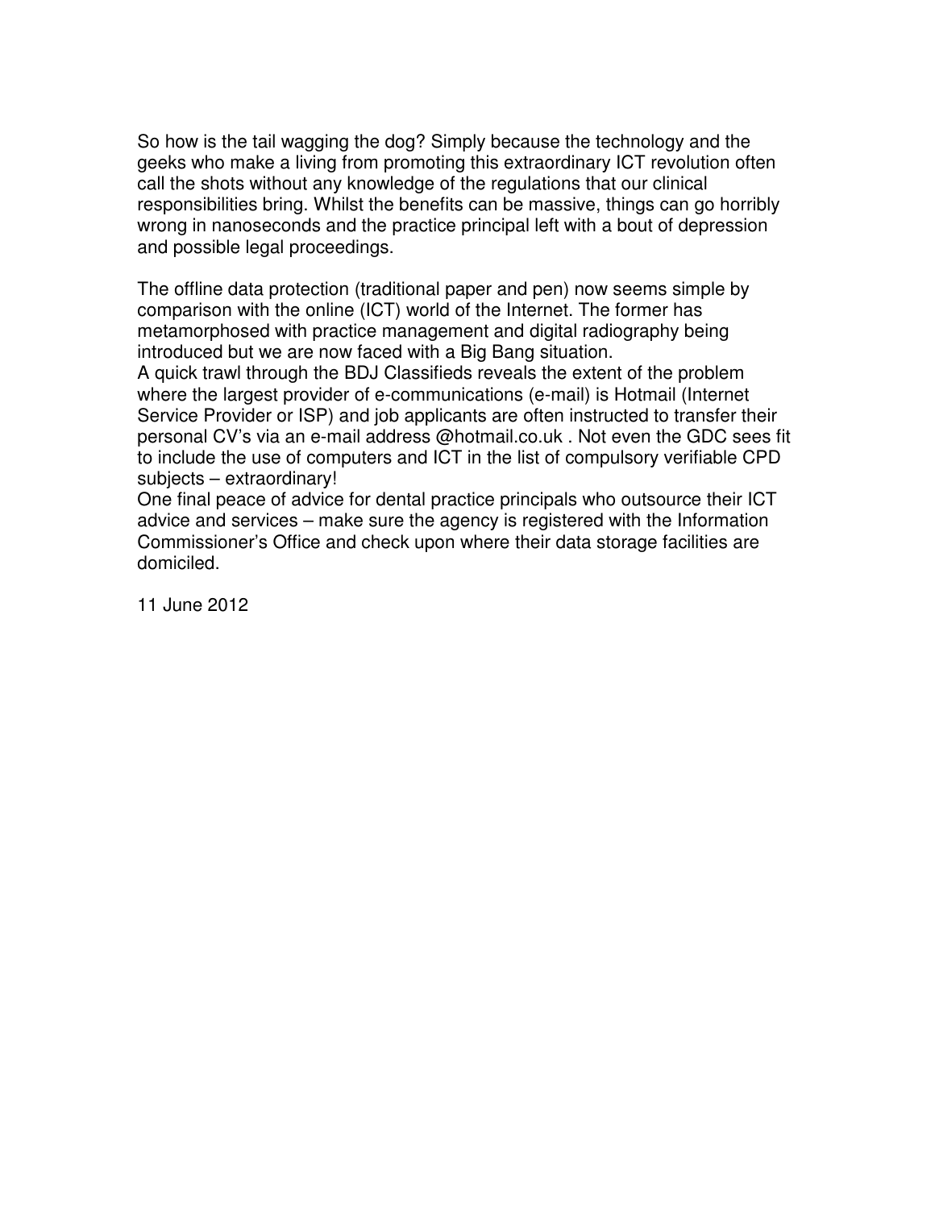So how is the tail wagging the dog? Simply because the technology and the geeks who make a living from promoting this extraordinary ICT revolution often call the shots without any knowledge of the regulations that our clinical responsibilities bring. Whilst the benefits can be massive, things can go horribly wrong in nanoseconds and the practice principal left with a bout of depression and possible legal proceedings.

The offline data protection (traditional paper and pen) now seems simple by comparison with the online (ICT) world of the Internet. The former has metamorphosed with practice management and digital radiography being introduced but we are now faced with a Big Bang situation.
A quick trawl through the BDJ Classifieds reveals the extent of the problem where the largest provider of e-communications (e-mail) is Hotmail (Internet Service Provider or ISP) and job applicants are often instructed to transfer their personal CV's via an e-mail address @hotmail.co.uk . Not even the GDC sees fit to include the use of computers and ICT in the list of compulsory verifiable CPD subjects – extraordinary!
One final peace of advice for dental practice principals who outsource their ICT advice and services – make sure the agency is registered with the Information Commissioner's Office and check upon where their data storage facilities are domiciled.

11 June 2012